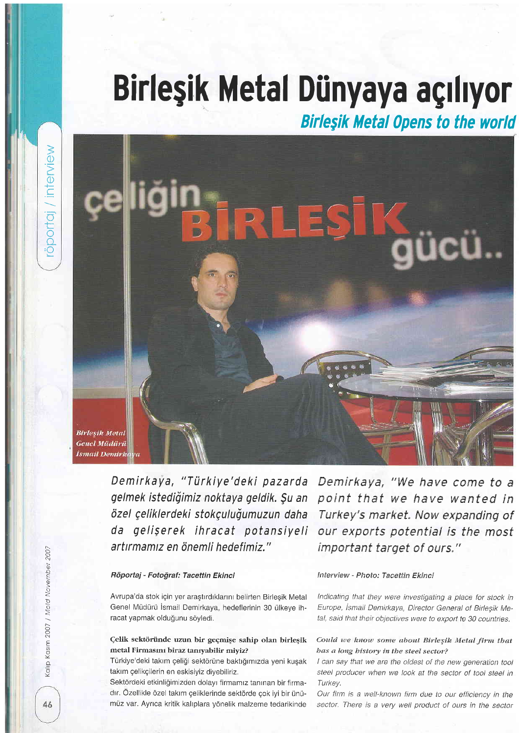# Birleşik Metal Dünyaya açılıyor

## Birleşik Metal Opens to the world

*Birleşik Metal Genel Müdürü İsmail Demirkaya*

*Demirkaya, "Türkiye'deki pazarda gelmek istediğimiz noktaya geldik. Şu an özel çeliklerdeki stokçuluğumuzun daha da gelişerek ihracat potansiyeli artırmamız en önemli hedefimiz."*

**Röportaj - Fotoğraf: Tacettin Ekinci**

Avrupa'da stok için yer araştırdıklarını belirten Birleşik Metal Genel Müdürü İsmail Demirkaya, hedeflerinin 30 ülkeye ihracat yapmak olduğunu söyledi.

**Çelik sektöründe uzun bir geçmişe sahip olan birleşik metal Firmasını biraz tanıyabilir miyiz?**

Türkiye'deki takım çeliği sektörüne baktığımızda yeni kuşak takım çelikçilerin en eskisiyiz diyebiliriz.

Sektördeki etkinliğimizden dolayı firmamız tanınan bir firmadır. Özellikle özel takım çeliklerinde sektörde çok iyi bir ünümüz var. Ayrıca kritik kalıplara yönelik malzeme tedarikinde

*Demirkaya, "We have come to a point that we have wanted in Turkey's market. Now expanding of our exports potential is the most important target of ours."*

*Interview - Photo: Tacettin Ekinci*

*Indicating that they were investigating a place for stock in Europe, İsmail Demirkaya, Director General of Birleşik Metal, said that their objectives were to export to 30 countries.*

***Could we know some about Birleşik Metal firm that has a long history in the steel sector?***

*I can say that we are the oldest of the new generation tool steel producer when we look at the sector of tool steel in Turkey.*

*Our firm is a well-known firm due to our efficiency in the sector. There is a very well product of ours in the sector*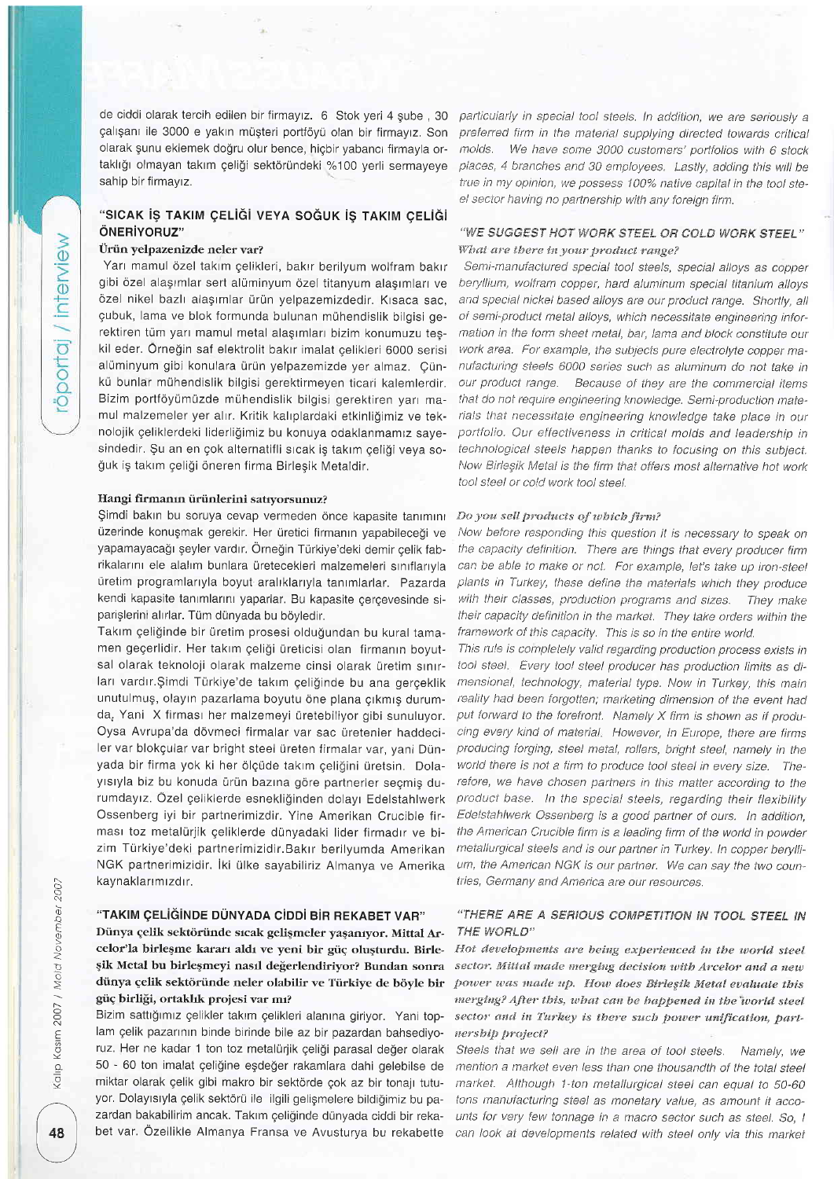de ciddi olarak tercih edilen bir firmayız. 6 Stok yeri 4 şube , 30 çalışanı ile 3000 e yakın müşteri portföyü olan bir firmayız. Son olarak şunu eklemek doğru olur bence, hiçbir yabancı firmayla ortaklığı olmayan takım çeliği sektöründeki %100 yerli sermayeye sahip bir firmayız.

## "SICAK İŞ TAKIM ÇELİĞİ VEYA SOĞUK İŞ TAKIM ÇELİĞİ ÖNERİYORUZ"

**Ürün yelpazenizde neler var?**

Yarı mamul özel takım çelikleri, bakır berilyum wolfram bakır gibi özel alaşımlar sert alüminyum özel titanyum alaşımları ve özel nikel bazlı alaşımlar ürün yelpazemizdedir. Kısaca sac, çubuk, lama ve blok formunda bulunan mühendislik bilgisi gerektiren tüm yarı mamul metal alaşımları bizim konumuzu teşkil eder. Örneğin saf elektrolit bakır imalat çelikleri 6000 serisi alüminyum gibi konulara ürün yelpazemizde yer almaz. Çünkü bunlar mühendislik bilgisi gerektirmeyen ticari kalemlerdir. Bizim portföyümüzde mühendislik bilgisi gerektiren yarı mamul malzemeler yer alır. Kritik kalıplardaki etkinliğimiz ve teknolojik çeliklerdeki liderliğimiz bu konuya odaklanmamız sayesindedir. Şu an en çok alternatifli sıcak iş takım çeliği veya soğuk iş takım çeliği öneren firma Birleşik Metaldir.

**Hangi firmanın ürünlerini satıyorsunuz?**

Şimdi bakın bu soruya cevap vermeden önce kapasite tanımını üzerinde konuşmak gerekir. Her üretici firmanın yapabileceği ve yapamayacağı şeyler vardır. Örneğin Türkiye'deki demir çelik fabrikalarını ele alalım bunlara üretecekleri malzemeleri sınıflarıyla üretim programlarıyla boyut aralıklarıyla tanımlarlar. Pazarda kendi kapasite tanımlarını yaparlar. Bu kapasite çerçevesinde siparişlerini alırlar. Tüm dünyada bu böyledir.

Takım çeliğinde bir üretim prosesi olduğundan bu kural tamamen geçerlidir. Her takım çeliği üreticisi olan firmanın boyutsal olarak teknoloji olarak malzeme cinsi olarak üretim sınırları vardır.Şimdi Türkiye'de takım çeliğinde bu ana gerçeklik unutulmuş, olayın pazarlama boyutu öne plana çıkmış durumda, Yani X firması her malzemeyi üretebiliyor gibi sunuluyor. Oysa Avrupa'da dövmeci firmalar var sac üretenler haddeciler var blokçular var bright steel üreten firmalar var, yani Dünyada bir firma yok ki her ölçüde takım çeliğini üretsin. Dolayısıyla biz bu konuda ürün bazına göre partnerler seçmiş durumdayız. Özel çeliklerde esnekliğinden dolayı Edelstahlwerk Ossenberg iyi bir partnerimizdir. Yine Amerikan Crucible firması toz metalürjik çeliklerde dünyadaki lider firmadır ve bizim Türkiye'deki partnerimizidir.Bakır berilyumda Amerikan NGK partnerimizidir. İki ülke sayabiliriz Almanya ve Amerika kaynaklarımızdır.

## "TAKIM ÇELİĞİNDE DÜNYADA CİDDİ BİR REKABET VAR"

**Dünya çelik sektöründe sıcak gelişmeler yaşanıyor. Mittal Arcelor'la birleşme kararı aldı ve yeni bir güç oluşturdu. Birleşik Metal bu birleşmeyi nasıl değerlendiriyor? Bundan sonra dünya çelik sektöründe neler olabilir ve Türkiye de böyle bir güç birliği, ortaklık projesi var mı?**

Bizim sattığımız çelikler takım çelikleri alanına giriyor. Yani toplam çelik pazarının binde birinde bile az bir pazardan bahsediyoruz. Her ne kadar 1 ton toz metalürjik çeliği parasal değer olarak 50 - 60 ton imalat çeliğine eşdeğer rakamlara dahi gelebilse de miktar olarak çelik gibi makro bir sektörde çok az bir tonajı tutuyor. Dolayısıyla çelik sektörü ile ilgili gelişmelere bildiğimiz bu pazardan bakabilirim ancak. Takım çeliğinde dünyada ciddi bir rekabet var. Özellikle Almanya Fransa ve Avusturya bu rekabette

*particularly in special tool steels. In addition, we are seriously a preferred firm in the material supplying directed towards critical molds. We have some 3000 customers' portfolios with 6 stock places, 4 branches and 30 employees. Lastly, adding this will be true in my opinion, we possess 100% native capital in the tool steel sector having no partnership with any foreign firm.*

## *"WE SUGGEST HOT WORK STEEL OR COLD WORK STEEL"*

***What are there in your product range?***

*Semi-manufactured special tool steels, special alloys as copper beryllium, wolfram copper, hard aluminum special titanium alloys and special nickel based alloys are our product range. Shortly, all of semi-product metal alloys, which necessitate engineering information in the form sheet metal, bar, lama and block constitute our work area. For example, the subjects pure electrolyte copper manufacturing steels 6000 series such as aluminum do not take in our product range. Because of they are the commercial items that do not require engineering knowledge. Semi-production materials that necessitate engineering knowledge take place in our portfolio. Our effectiveness in critical molds and leadership in technological steels happen thanks to focusing on this subject. Now Birleşik Metal is the firm that offers most alternative hot work tool steel or cold work tool steel.*

***Do you sell products of which firm?***

*Now before responding this question it is necessary to speak on the capacity definition. There are things that every producer firm can be able to make or not. For example, let's take up iron-steel plants in Turkey, these define the materials which they produce with their classes, production programs and sizes. They make their capacity definition in the market. They take orders within the framework of this capacity. This is so in the entire world.*

*This rule is completely valid regarding production process exists in tool steel. Every tool steel producer has production limits as dimensional, technology, material type. Now in Turkey, this main reality had been forgotten; marketing dimension of the event had put forward to the forefront. Namely X firm is shown as if producing every kind of material. However, in Europe, there are firms producing forging, steel metal, rollers, bright steel, namely in the world there is not a firm to produce tool steel in every size. Therefore, we have chosen partners in this matter according to the product base. In the special steels, regarding their flexibility Edelstahlwerk Ossenberg is a good partner of ours. In addition, the American Crucible firm is a leading firm of the world in powder metallurgical steels and is our partner in Turkey. In copper beryllium, the American NGK is our partner. We can say the two countries, Germany and America are our resources.*

## *"THERE ARE A SERIOUS COMPETITION IN TOOL STEEL IN THE WORLD"*

***Hot developments are being experienced in the world steel sector. Mittal made merging decision with Arcelor and a new power was made up. How does Birleşik Metal evaluate this merging? After this, what can be happened in the world steel sector and in Turkey is there such power unification, partnership project?***

*Steels that we sell are in the area of tool steels. Namely, we mention a market even less than one thousandth of the total steel market. Although 1-ton metallurgical steel can equal to 50-60 tons manufacturing steel as monetary value, as amount it accounts for very few tonnage in a macro sector such as steel. So, I can look at developments related with steel only via this market*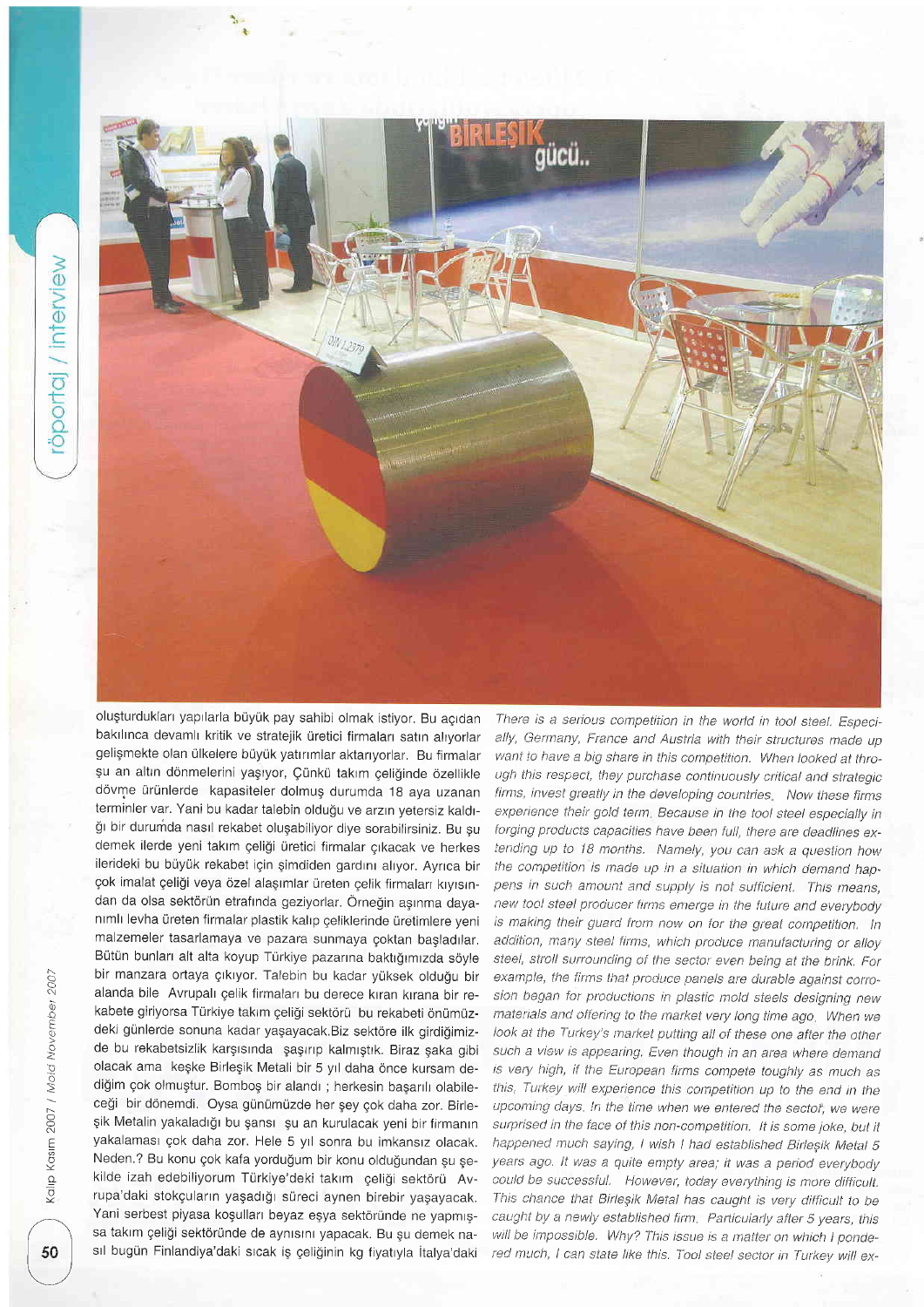oluşturdukları yapılarla büyük pay sahibi olmak istiyor. Bu açıdan bakılınca devamlı kritik ve stratejik üretici firmaları satın alıyorlar gelişmekte olan ülkelere büyük yatırımlar aktarıyorlar. Bu firmalar şu an altın dönmelerini yaşıyor, Çünkü takım çeliğinde özellikle dövme ürünlerde kapasiteler dolmuş durumda 18 aya uzanan terminler var. Yani bu kadar talebin olduğu ve arzın yetersiz kaldığı bir durumda nasıl rekabet oluşabiliyor diye sorabilirsiniz. Bu şu demek ilerde yeni takım çeliği üretici firmalar çıkacak ve herkes ilerideki bu büyük rekabet için şimdiden gardını alıyor. Ayrıca bir çok imalat çeliği veya özel alaşımlar üreten çelik firmaları kıyısından da olsa sektörün etrafında geziyorlar. Örneğin aşınma dayanımlı levha üreten firmalar plastik kalıp çeliklerinde üretimlere yeni malzemeler tasarlamaya ve pazara sunmaya çoktan başladılar. Bütün bunları alt alta koyup Türkiye pazarına baktığımızda söyle bir manzara ortaya çıkıyor. Talebin bu kadar yüksek olduğu bir alanda bile Avrupalı çelik firmaları bu derece kıran kırana bir rekabete giriyorsa Türkiye takım çeliği sektörü bu rekabeti önümüzdeki günlerde sonuna kadar yaşayacak.Biz sektöre ilk girdiğimizde bu rekabetsizlik karşısında şaşırıp kalmıştık. Biraz şaka gibi olacak ama keşke Birleşik Metali bir 5 yıl daha önce kursam dediğim çok olmuştur. Bomboş bir alandı ; herkesin başarılı olabileceği bir dönemdi. Oysa günümüzde her şey çok daha zor. Birleşik Metalin yakaladığı bu şansı şu an kurulacak yeni bir firmanın yakalaması çok daha zor. Hele 5 yıl sonra bu imkansız olacak. Neden.? Bu konu çok kafa yorduğum bir konu olduğundan şu şekilde izah edebiliyorum Türkiye'deki takım çeliği sektörü Avrupa'daki stokçuların yaşadığı süreci aynen birebir yaşayacak. Yani serbest piyasa koşulları beyaz eşya sektöründe ne yapmışsa takım çeliği sektöründe de aynısını yapacak. Bu şu demek nasıl bugün Finlandiya'daki sıcak iş çeliğinin kg fiyatıyla İtalya'daki

*There is a serious competition in the world in tool steel. Especially, Germany, France and Austria with their structures made up want to have a big share in this competition. When looked at through this respect, they purchase continuously critical and strategic firms, invest greatly in the developing countries. Now these firms experience their gold term. Because in the tool steel especially in forging products capacities have been full, there are deadlines extending up to 18 months. Namely, you can ask a question how the competition is made up in a situation in which demand happens in such amount and supply is not sufficient. This means, new tool steel producer firms emerge in the future and everybody is making their guard from now on for the great competition. In addition, many steel firms, which produce manufacturing or alloy steel, stroll surrounding of the sector even being at the brink. For example, the firms that produce panels are durable against corrosion began for productions in plastic mold steels designing new materials and offering to the market very long time ago. When we look at the Turkey's market putting all of these one after the other such a view is appearing. Even though in an area where demand is very high, if the European firms compete toughly as much as this, Turkey will experience this competition up to the end in the upcoming days. In the time when we entered the sector, we were surprised in the face of this non-competition. It is some joke, but it happened much saying, I wish I had established Birleşik Metal 5 years ago. It was a quite empty area; it was a period everybody could be successful. However, today everything is more difficult. This chance that Birleşik Metal has caught is very difficult to be caught by a newly established firm. Particularly after 5 years, this will be impossible. Why? This issue is a matter on which I pondered much, I can state like this. Tool steel sector in Turkey will ex-*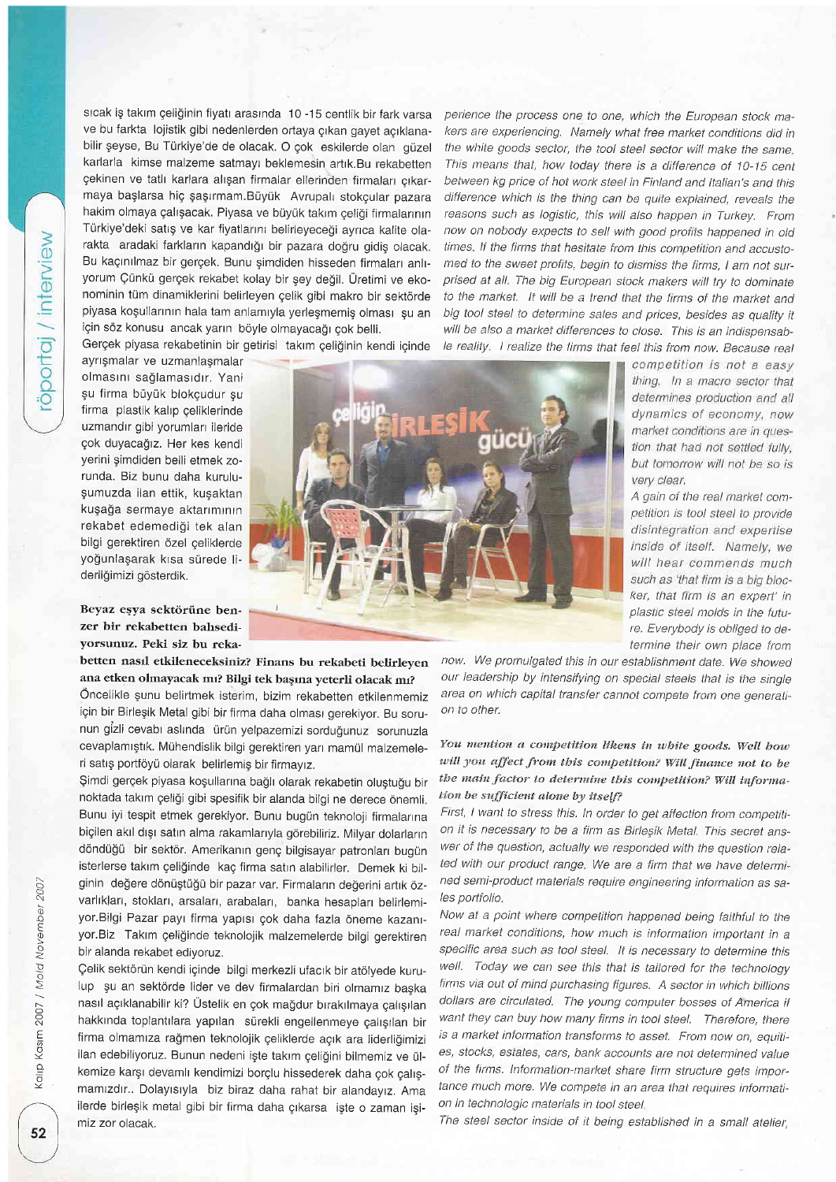sıcak iş takım çeliğinin fiyatı arasında 10 -15 centlik bir fark varsa ve bu farkta lojistik gibi nedenlerden ortaya çıkan gayet açıklanabilir şeyse, Bu Türkiye'de de olacak. O çok eskilerde olan güzel karlarla kimse malzeme satmayı beklemesin artık.Bu rekabetten çekinen ve tatlı karlara alışan firmalar ellerinden firmaları çıkarmaya başlarsa hiç şaşırmam.Büyük Avrupalı stokçular pazara hakim olmaya çalışacak. Piyasa ve büyük takım çeliği firmalarının Türkiye'deki satış ve kar fiyatlarını belirleyeceği ayrıca kalite olarakta aradaki farkların kapandığı bir pazara doğru gidiş olacak. Bu kaçınılmaz bir gerçek. Bunu şimdiden hisseden firmaları anlıyorum Çünkü gerçek rekabet kolay bir şey değil. Üretimi ve ekonominin tüm dinamiklerini belirleyen çelik gibi makro bir sektörde piyasa koşullarının hala tam anlamıyla yerleşmemiş olması şu an için söz konusu ancak yarın böyle olmayacağı çok belli.

Gerçek piyasa rekabetinin bir getirisi takım çeliğinin kendi içinde ayrışmalar ve uzmanlaşmalar olmasını sağlamasıdır. Yani şu firma büyük blokçudur şu firma plastik kalıp çeliklerinde uzmandır gibi yorumları ileride çok duyacağız. Her kes kendi yerini şimdiden belli etmek zorunda. Biz bunu daha kuruluşumuzda ilan ettik, kuşaktan kuşağa sermaye aktarımının rekabet edemediği tek alan bilgi gerektiren özel çeliklerde yoğunlaşarak kısa sürede liderliğimizi gösterdik.

**Beyaz eşya sektörüne benzer bir rekabetten bahsediyorsunuz. Peki siz bu rekabetten nasıl etkileneceksiniz? Finans bu rekabeti belirleyen ana etken olmayacak mı? Bilgi tek başına yeterli olacak mı?**

Öncelikle şunu belirtmek isterim, bizim rekabetten etkilenmemiz için bir Birleşik Metal gibi bir firma daha olması gerekiyor. Bu sorunun gizli cevabı aslında ürün yelpazemizi sorduğunuz sorunuzla cevaplamıştık. Mühendislik bilgi gerektiren yarı mamül malzemeleri satış portföyü olarak belirlemiş bir firmayız.

Şimdi gerçek piyasa koşullarına bağlı olarak rekabetin oluştuğu bir noktada takım çeliği gibi spesifik bir alanda bilgi ne derece önemli. Bunu iyi tespit etmek gerekiyor. Bunu bugün teknoloji firmalarına biçilen akıl dışı satın alma rakamlarıyla görebiliriz. Milyar dolarların döndüğü bir sektör. Amerikanın genç bilgisayar patronları bugün isterlerse takım çeliğinde kaç firma satın alabilirler. Demek ki bilginin değere dönüştüğü bir pazar var. Firmaların değerini artık özvarlıkları, stokları, arsaları, arabaları, banka hesapları belirlemiyor.Bilgi Pazar payı firma yapısı çok daha fazla öneme kazanıyor.Biz Takım çeliğinde teknolojik malzemelerde bilgi gerektiren bir alanda rekabet ediyoruz.

Çelik sektörün kendi içinde bilgi merkezli ufacık bir atölyede kurulup şu an sektörde lider ve dev firmalardan biri olmamız başka nasıl açıklanabilir ki? Üstelik en çok mağdur bırakılmaya çalışılan hakkında toplantılara yapılan sürekli engellenmeye çalışılan bir firma olmamıza rağmen teknolojik çeliklerde açık ara liderliğimizi ilan edebiliyoruz. Bunun nedeni işte takım çeliğini bilmemiz ve ülkemize karşı devamlı kendimizi borçlu hissederek daha çok çalışmamızdır.. Dolayısıyla biz biraz daha rahat bir alandayız. Ama ilerde birleşik metal gibi bir firma daha çıkarsa işte o zaman işimiz zor olacak.

*perience the process one to one, which the European stock makers are experiencing. Namely what free market conditions did in the white goods sector, the tool steel sector will make the same. This means that, how today there is a difference of 10-15 cent between kg price of hot work steel in Finland and Italian's and this difference which is the thing can be quite explained, reveals the reasons such as logistic, this will also happen in Turkey. From now on nobody expects to sell with good profits happened in old times. If the firms that hesitate from this competition and accustomed to the sweet profits, begin to dismiss the firms, I am not surprised at all. The big European stock makers will try to dominate to the market. It will be a trend that the firms of the market and big tool steel to determine sales and prices, besides as quality it will be also a market differences to close. This is an indispensable reality. I realize the firms that feel this from now. Because real competition is not a easy thing. In a macro sector that determines production and all dynamics of economy, now market conditions are in question that had not settled fully, but tomorrow will not be so is very clear.*

*A gain of the real market competition is tool steel to provide disintegration and expertise inside of itself. Namely, we will hear commends much such as 'that firm is a big blocker, that firm is an expert' in plastic steel molds in the future. Everybody is obliged to determine their own place from now. We promulgated this in our establishment date. We showed our leadership by intensifying on special steels that is the single area on which capital transfer cannot compete from one generation to other.*

***You mention a competition likens in white goods. Well how will you affect from this competition? Will finance not to be the main factor to determine this competition? Will information be sufficient alone by itself?***

*First, I want to stress this. In order to get affection from competition it is necessary to be a firm as Birleşik Metal. This secret answer of the question, actually we responded with the question related with our product range. We are a firm that we have determined semi-product materials require engineering information as sales portfolio.*

*Now at a point where competition happened being faithful to the real market conditions, how much is information important in a specific area such as tool steel. It is necessary to determine this well. Today we can see this that is tailored for the technology firms via out of mind purchasing figures. A sector in which billions dollars are circulated. The young computer bosses of America if want they can buy how many firms in tool steel. Therefore, there is a market information transforms to asset. From now on, equities, stocks, estates, cars, bank accounts are not determined value of the firms. Information-market share firm structure gets importance much more. We compete in an area that requires information in technologic materials in tool steel.*

*The steel sector inside of it being established in a small atelier,*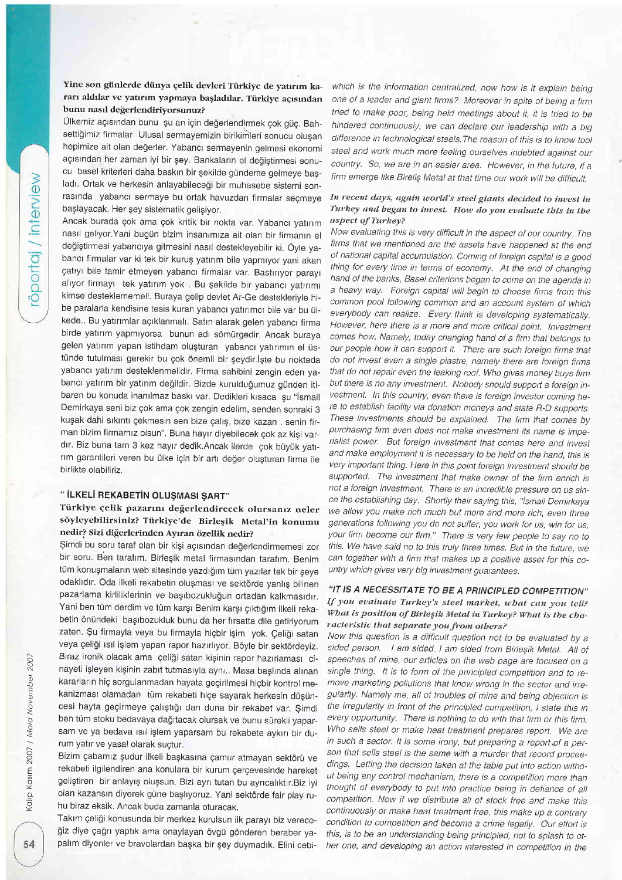**Yine son günlerde dünya çelik devleri Türkiye de yatırım kararı aldılar ve yatırım yapmaya başladılar. Türkiye açısından bunu nasıl değerlendiriyorsunuz?**

Ülkemiz açısından bunu şu an için değerlendirmek çok güç. Bahsettiğimiz firmalar Ulusal sermayemizin birikimleri sonucu oluşan hepimize ait olan değerler. Yabancı sermayenin gelmesi ekonomi açısından her zaman iyi bir şey. Bankaların el değiştirmesi sonucu basel kriterleri daha baskın bir şekilde gündeme gelmeye başladı. Ortak ve herkesin anlayabileceği bir muhasebe sistemi sonrasında yabancı sermaye bu ortak havuzdan firmalar seçmeye başlayacak. Her şey sistematik gelişiyor.

Ancak burada çok ama çok kritik bir nokta var. Yabancı yatırım nasıl geliyor.Yani bugün bizim insanımıza ait olan bir firmanın el değiştirmesi yabancıya gitmesini nasıl destekleyebilir ki. Öyle yabancı firmalar var ki tek bir kuruş yatırım bile yapmıyor yani akan çatıyı bile tamir etmeyen yabancı firmalar var. Bastırıyor parayı alıyor firmayı tek yatırım yok . Bu şekilde bir yabancı yatırımı kimse desteklememeli. Buraya gelip devlet Ar-Ge destekleriyle hibe paralarla kendisine tesis kuran yabancı yatırımcı bile var bu ülkede.. Bu yatırımlar açıklanmalı. Satın alarak gelen yabancı firma birde yatırım yapmıyorsa bunun adı sömürgedir. Ancak buraya gelen yatırım yapan istihdam oluşturan yabancı yatırımın el üstünde tutulması gerekir bu çok önemli bir şeydir.İşte bu noktada yabancı yatırım desteklenmelidir. Firma sahibini zengin eden yabancı yatırım bir yatırım değildir. Bizde kurulduğumuz günden itibaren bu konuda inanılmaz baskı var. Dedikleri kısaca şu "İsmail Demirkaya seni biz çok ama çok zengin edelim, senden sonraki 3 kuşak dahi sıkıntı çekmesin sen bize çalış, bize kazan . senin firman bizim firmamız olsun". Buna hayır diyebilecek çok az kişi vardır. Biz buna tam 3 kez hayır dedik.Ancak ilerde çok büyük yatırım garantileri veren bu ülke için bir artı değer oluşturan firma ile birlikte olabiliriz.

## "İLKELİ REKABETİN OLUŞMASI ŞART"

**Türkiye çelik pazarını değerlendirecek olursanız neler söyleyebilirsiniz? Türkiye'de Birleşik Metal'in konumu nedir? Sizi diğerlerinden Ayıran özellik nedir?**

Şimdi bu soru taraf olan bir kişi açısından değerlendirmemesi zor bir soru. Ben tarafım. Birleşik metal firmasından tarafım. Benim tüm konuşmaların web sitesinde yazdığım tüm yazılar tek bir şeye odaklıdır. Oda ilkeli rekabetin oluşması ve sektörde yanlış bilinen pazarlama kirliliklerinin ve başıbozukluğun ortadan kalkmasıdır. Yani ben tüm derdim ve tüm karşı Benim karşı çıktığım ilkeli rekabetin önündeki başıbozukluk bunu da her fırsatta dile getiriyorum zaten. Şu firmayla veya bu firmayla hiçbir işim yok. Çeliği satan veya çeliği ısıl işlem yapan rapor hazırlıyor. Böyle bir sektördeyiz. Biraz ironik olacak ama çeliği satan kişinin rapor hazırlaması cinayeti işleyen kişinin zabıt tutmasıyla aynı.. Masa başlında alınan kararların hiç sorgulanmadan hayata geçirilmesi hiçbir kontrol mekanizması olamadan tüm rekabeti hiçe sayarak herkesin düşüncesi hayta geçirmeye çalıştığı dan duna bir rekabet var. Şimdi ben tüm stoku bedavaya dağıtacak olursak ve bunu sürekli yaparsam ve ya bedava ısıl işlem yaparsam bu rekabete aykırı bir durum yatır ve yasal olarak suçtur.

Bizim çabamız şudur ilkeli başkasına çamur atmayan sektörü ve rekabeti ilgilendiren ana konulara bir kurum çerçevesinde hareket geliştiren bir anlayış oluşsun. Bizi ayrı tutan bu ayrıcalıktır.Biz iyi olan kazansın diyerek güne başlıyoruz. Yani sektörde fair play ruhu biraz eksik. Ancak buda zamanla oturacak.

Takım çeliği konusunda bir merkez kurulsun ilk parayı biz vereceğiz diye çağrı yaptık ama onaylayan övgü gönderen beraber yapalım diyenler ve bravolardan başka bir şey duymadık. Elini cebi-

which is the information centralized, now how is it explain being one of a leader and giant firms? Moreover in spite of being a firm tried to make poor, being held meetings about it, it is tried to be hindered continuously, we can declare our leadership with a big difference in technological steels.The reason of this is to know tool steel and work much more feeling ourselves indebted against our country. So, we are in an easier area. However, in the future, if a firm emerge like Birelis Metal at that time our work will be difficult.

***In recent days, again world's steel giants decided to invest in Turkey and began to invest. How do you evaluate this in the aspect of Turkey?***

Now evaluating this is very difficult in the aspect of our country. The firms that we mentioned are the assets have happened at the end of national capital accumulation. Coming of foreign capital is a good thing for every time in terms of economy. At the end of changing hand of the banks, Basel criterions began to come on the agenda in a heavy way. Foreign capital will begin to choose firms from this common pool following common and an account system of which everybody can realize. Every think is developing systematically. However, here there is a more and more critical point. Investment comes how. Namely, today changing hand of a firm that belongs to our people how it can support it. There are such foreign firms that do not invest even a single piastre, namely there are foreign firms that do not repair even the leaking roof. Who gives money buys firm but there is no any investment. Nobody should support a foreign investment. In this country, even there is foreign investor coming here to establish facility via donation moneys and state R-D supports. These investments should be explained. The firm that comes by purchasing firm even does not make investment its name is imperialist power. But foreign investment that comes here and invest and make employment it is necessary to be held on the hand, this is very important thing. Here in this point foreign investment should be supported. The investment that make owner of the firm enrich is not a foreign investment. There is an incredible pressure on us since the establishing day. Shortly their saying this, "İsmail Demirkaya we allow you make rich much but more and more rich, even three generations following you do not suffer, you work for us, win for us, your firm become our firm." There is very few people to say no to this. We have said no to this truly three times. But in the future, we can together with a firm that makes up a positive asset for this country which gives very big investment guarantees.

## "IT IS A NECESSITATE TO BE A PRINCIPLED COMPETITION"

***If you evaluate Turkey's steel market, what can you tell? What is the position of Birleşik Metal in Turkey? What is the characteristic that separate you from others?***

Now this question is a difficult question not to be evaluated by a sided person. I am sided. I am sided from Birleşik Metal. All of speeches of mine, our articles on the web page are focused on a single thing. It is to form of the principled competition and to remove marketing pollutions that know wrong in the sector and irregularity. Namely me, all of troubles of mine and being objection is the irregularity in front of the principled competition, I state this in every opportunity. There is nothing to do with that firm or this firm. Who sells steel or make heat treatment prepares report. We are in such a sector. It is some irony, but preparing a report of a person that sells steel is the same with a murder that record proceedings. Letting the decision taken at the table put into action without being any control mechanism, there is a competition more than thought of everybody to put into practice being in defiance of all competition. Now if we distribute all of stock free and make this continuously or make heat treatment free, this make up a contrary condition to competition and become a crime legally. Our effort is this, is to be an understanding being principled, not to splash to other one, and developing an action interested in competition in the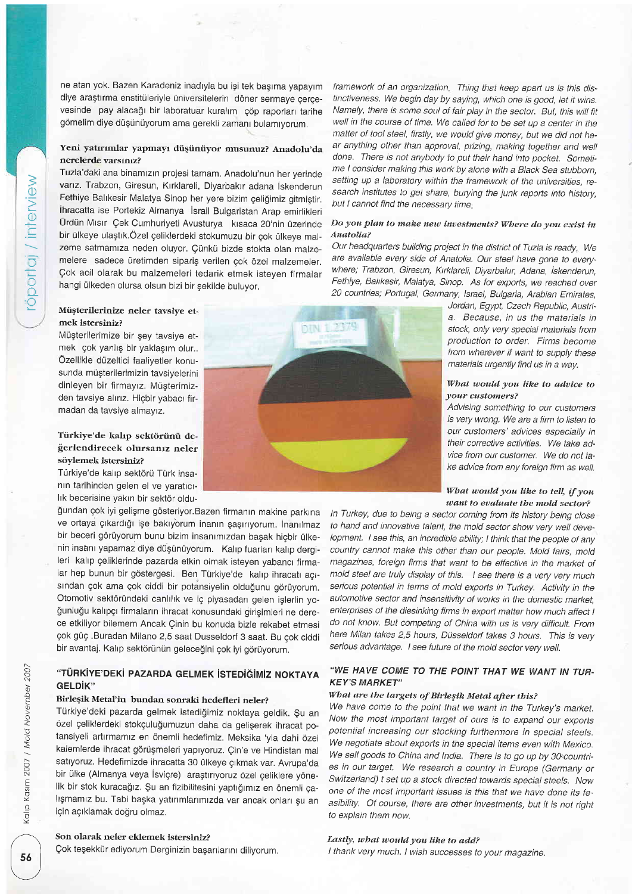ne atan yok. Bazen Karadeniz inadıyla bu işi tek başıma yapayım diye araştırma enstitüleriyle üniversitelerin döner sermaye çerçevesinde pay alacağı bir laboratuar kuralım çöp raporları tarihe gömelim diye düşünüyorum ama gerekli zamanı bulamıyorum.

### Yeni yatırımlar yapmayı düşünüyor musunuz? Anadolu'da nerelerde varsınız?

Tuzla'daki ana binamızın projesi tamam. Anadolu'nun her yerinde varız. Trabzon, Giresun, Kırklareli, Diyarbakır adana İskenderun Fethiye Balıkesir Malatya Sinop her yere bizim çeliğimiz gitmiştir. İhracatta ise Portekiz Almanya İsrail Bulgaristan Arap emirlikleri Ürdün Mısır Çek Cumhuriyeti Avusturya kısaca 20'nin üzerinde bir ülkeye ulaştık.Özel çeliklerdeki stokumuzu bir çok ülkeye malzeme satmamıza neden oluyor. Çünkü bizde stokta olan malzemelere sadece üretimden sipariş verilen çok özel malzemeler. Çok acil olarak bu malzemeleri tedarik etmek isteyen firmalar hangi ülkeden olursa olsun bizi bir şekilde buluyor.

### Müşterilerinize neler tavsiye etmek istersiniz?

Müşterilerimize bir şey tavsiye etmek çok yanlış bir yaklaşım olur.. Özellikle düzeltici faaliyetler konusunda müşterilerimizin tavsiyelerini dinleyen bir firmayız. Müşterimizden tavsiye alırız. Hiçbir yabacı firmadan da tavsiye almayız.

### Türkiye'de kalıp sektörünü değerlendirecek olursanız neler söylemek istersiniz?

Türkiye'de kalıp sektörü Türk insanın tarihinden gelen el ve yaratıcılık becerisine yakın bir sektör olduğundan çok iyi gelişme gösteriyor.Bazen firmanın makine parkına ve ortaya çıkardığı işe bakıyorum inanın şaşırıyorum. İnanılmaz bir beceri görüyorum bunu bizim insanımızdan başak hiçbir ülkenin insanı yapamaz diye düşünüyorum. Kalıp fuarları kalıp dergileri kalıp çeliklerinde pazarda etkin olmak isteyen yabancı firmalar hep bunun bir göstergesi. Ben Türkiye'de kalıp ihracatı açısından çok ama çok ciddi bir potansiyelin olduğunu görüyorum. Otomotiv sektöründeki canlılık ve iç piyasadan gelen işlerin yoğunluğu kalıpçı firmaların ihracat konusundaki girişimleri ne derece etkiliyor bilemem Ancak Çinin bu konuda bizle rekabet etmesi çok güç .Buradan Milano 2,5 saat Dusseldorf 3 saat. Bu çok ciddi bir avantaj. Kalıp sektörünün geleceğini çok iyi görüyorum.

## "TÜRKİYE'DEKİ PAZARDA GELMEK İSTEDİĞİMİZ NOKTAYA GELDİK"

### Birleşik Metal'in bundan sonraki hedefleri neler?

Türkiye'deki pazarda gelmek istediğimiz noktaya geldik. Şu an özel çeliklerdeki stokçuluğumuzun daha da gelişerek ihracat potansiyeli artırmamız en önemli hedefimiz. Meksika 'yla dahi özel kalemlerde ihracat görüşmeleri yapıyoruz. Çin'e ve Hindistan mal satıyoruz. Hedefimizde ihracatta 30 ülkeye çıkmak var. Avrupa'da bir ülke (Almanya veya İsviçre) araştırıyoruz özel çeliklere yönelik bir stok kuracağız. Şu an fizibilitesini yaptığımız en önemli çalışmamız bu. Tabi başka yatırımlarımızda var ancak onları şu an için açıklamak doğru olmaz.

### Son olarak neler eklemek istersiniz?

Çok teşekkür ediyorum Derginizin başarılarını diliyorum.

*framework of an organization. Thing that keep apart us is this distinctiveness. We begin day by saying, which one is good, let it wins. Namely, there is some soul of fair play in the sector. But, this will fit well in the course of time. We called for to be set up a center in the matter of tool steel, firstly, we would give money, but we did not hear anything other than approval, prizing, making together and well done. There is not anybody to put their hand into pocket. Sometime I consider making this work by alone with a Black Sea stubborn, setting up a laboratory within the framework of the universities, research institutes to get share, burying the junk reports into history, but I cannot find the necessary time.*

### *Do you plan to make new investments? Where do you exist in Anatolia?*

*Our headquarters building project in the district of Tuzla is ready. We are available every side of Anatolia. Our steel have gone to everywhere; Trabzon, Giresun, Kırklareli, Diyarbakır, Adana, İskenderun, Fethiye, Balıkesir, Malatya, Sinop. As for exports, we reached over 20 countries; Portugal, Germany, Israel, Bulgaria, Arabian Emirates, Jordan, Egypt, Czech Republic, Austria. Because, in us the materials in stock, only very special materials from production to order. Firms become from wherever if want to supply these materials urgently find us in a way.*

### *What would you like to advice to your customers?*

*Advising something to our customers is very wrong. We are a firm to listen to our customers' advices especially in their corrective activities. We take advice from our customer. We do not take advice from any foreign firm as well.*

### *What would you like to tell, if you want to evaluate the mold sector?*

*In Turkey, due to being a sector coming from its history being close to hand and innovative talent, the mold sector show very well development. I see this, an incredible ability; I think that the people of any country cannot make this other than our people. Mold fairs, mold magazines, foreign firms that want to be effective in the market of mold steel are truly display of this. I see there is a very very much serious potential in terms of mold exports in Turkey. Activity in the automotive sector and insensitivity of works in the domestic market, enterprises of the diesinking firms in export matter how much affect I do not know. But competing of China with us is very difficult. From here Milan takes 2,5 hours, Düsseldorf takes 3 hours. This is very serious advantage. I see future of the mold sector very well.*

## *"WE HAVE COME TO THE POINT THAT WE WANT IN TURKEY'S MARKET"*

### *What are the targets of Birleşik Metal after this?*

*We have come to the point that we want in the Turkey's market. Now the most important target of ours is to expand our exports potential increasing our stocking furthermore in special steels. We negotiate about exports in the special items even with Mexico. We sell goods to China and India. There is to go up by 30 countries in our target. We research a country in Europe (Germany or Switzerland) t set up a stock directed towards special steels. Now one of the most important issues is this that we have done its feasibility. Of course, there are other investments, but it is not right to explain them now.*

### *Lastly, what would you like to add?*

*I thank very much. I wish successes to your magazine.*